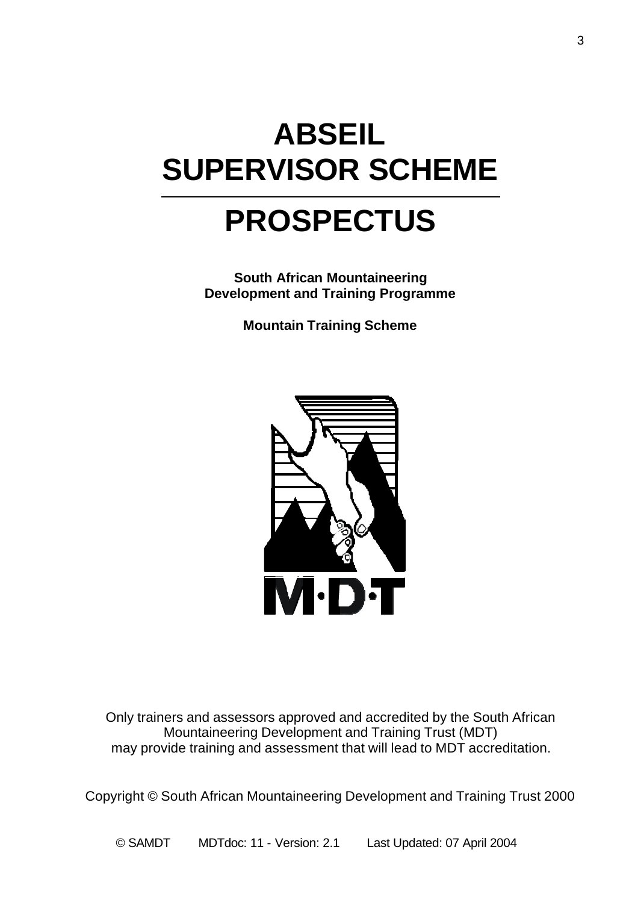# ABSEIL SUPERVISOR SCHEME

# PROSPECTUS

**South African Mountaineering Development and Training Programme**

**Mountain Training Scheme**

M·D·T

Only trainers and assessors approved and accredited by the South African Mountaineering Development and Training Trust (MDT) may provide training and assessment that will lead to MDT accreditation.

Copyright © South African Mountaineering Development and Training Trust 2000

© SAMDT MDTdoc: 11 - Version: 2.1 Last Updated: 07 April 2004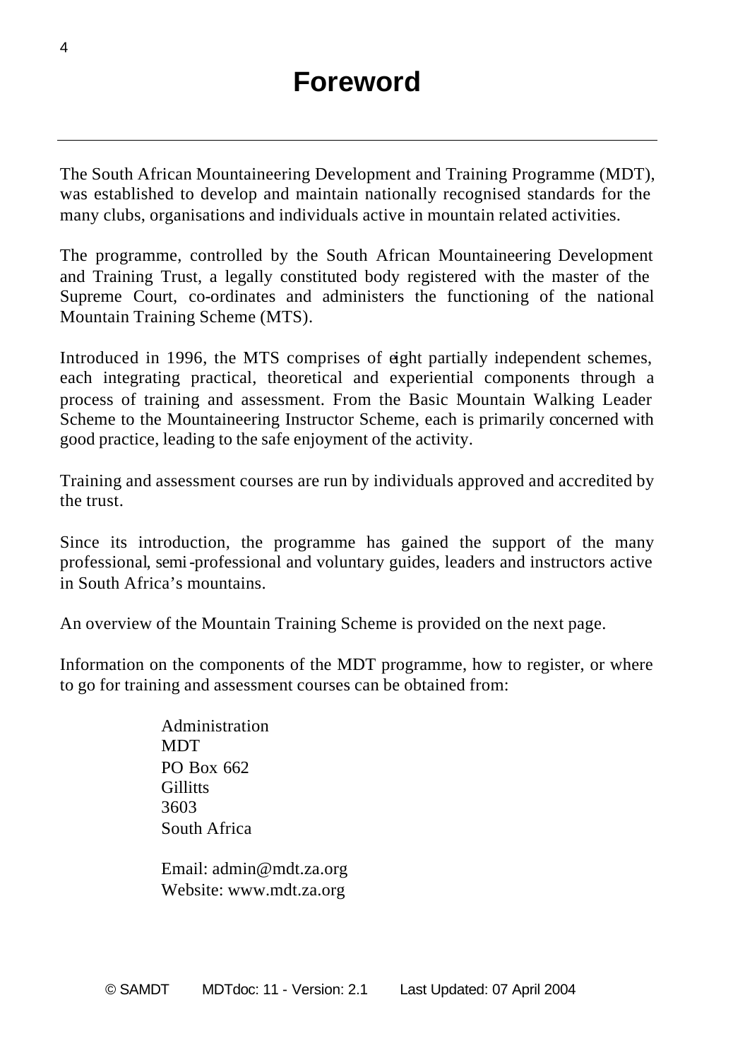# Foreword

The South African Mountaineering Development and Training Programme (MDT), was established to develop and maintain nationally recognised standards for the many clubs, organisations and individuals active in mountain related activities.

The programme, controlled by the South African Mountaineering Development and Training Trust, a legally constituted body registered with the master of the Supreme Court, co-ordinates and administers the functioning of the national Mountain Training Scheme (MTS).

Introduced in 1996, the MTS comprises of eight partially independent schemes, each integrating practical, theoretical and experiential components through a process of training and assessment. From the Basic Mountain Walking Leader Scheme to the Mountaineering Instructor Scheme, each is primarily concerned with good practice, leading to the safe enjoyment of the activity.

Training and assessment courses are run by individuals approved and accredited by the trust.

Since its introduction, the programme has gained the support of the many professional, semi-professional and voluntary guides, leaders and instructors active in South Africa's mountains.

An overview of the Mountain Training Scheme is provided on the next page.

Information on the components of the MDT programme, how to register, or where to go for training and assessment courses can be obtained from:

Administration
MDT
PO Box 662
Gillitts
3603
South Africa

Email: admin@mdt.za.org
Website: www.mdt.za.org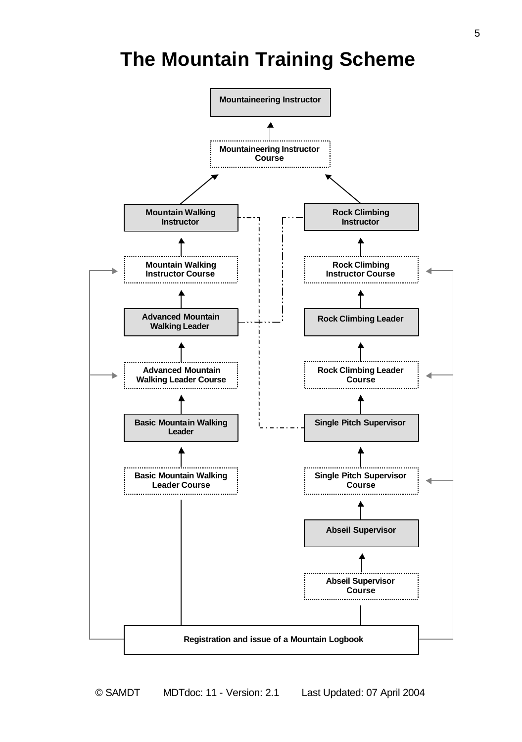# The Mountain Training Scheme

Mountaineering Instructor

Mountaineering Instructor Course

Mountain Walking Instructor

Rock Climbing Instructor

Mountain Walking Instructor Course

Rock Climbing Instructor Course

Advanced Mountain Walking Leader

Rock Climbing Leader

Advanced Mountain Walking Leader Course

Rock Climbing Leader Course

Basic Mountain Walking Leader

Single Pitch Supervisor

Basic Mountain Walking Leader Course

Single Pitch Supervisor Course

Abseil Supervisor

Abseil Supervisor Course

Registration and issue of a Mountain Logbook

© SAMDT MDTdoc: 11 - Version: 2.1 Last Updated: 07 April 2004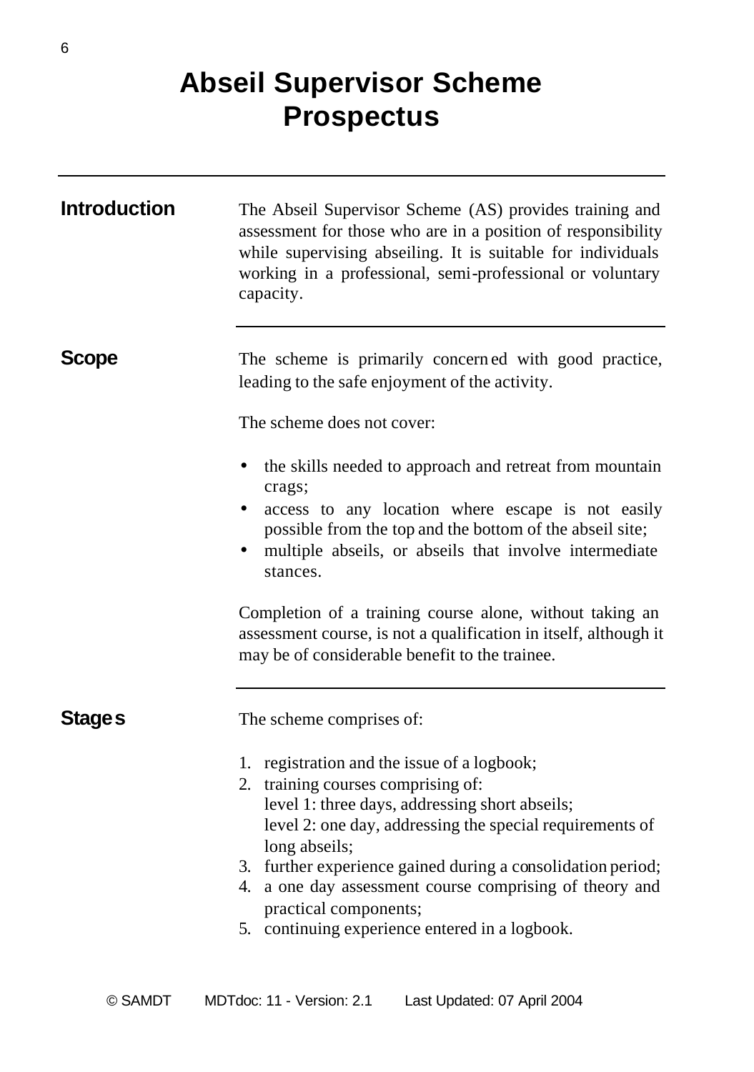# Abseil Supervisor Scheme Prospectus

## Introduction

The Abseil Supervisor Scheme (AS) provides training and assessment for those who are in a position of responsibility while supervising abseiling. It is suitable for individuals working in a professional, semi-professional or voluntary capacity.

## Scope

The scheme is primarily concerned with good practice, leading to the safe enjoyment of the activity.

The scheme does not cover:

- the skills needed to approach and retreat from mountain crags;
- access to any location where escape is not easily possible from the top and the bottom of the abseil site;
- multiple abseils, or abseils that involve intermediate stances.

Completion of a training course alone, without taking an assessment course, is not a qualification in itself, although it may be of considerable benefit to the trainee.

## Stages

The scheme comprises of:

1. registration and the issue of a logbook;
2. training courses comprising of:
   level 1: three days, addressing short abseils;
   level 2: one day, addressing the special requirements of long abseils;
3. further experience gained during a consolidation period;
4. a one day assessment course comprising of theory and practical components;
5. continuing experience entered in a logbook.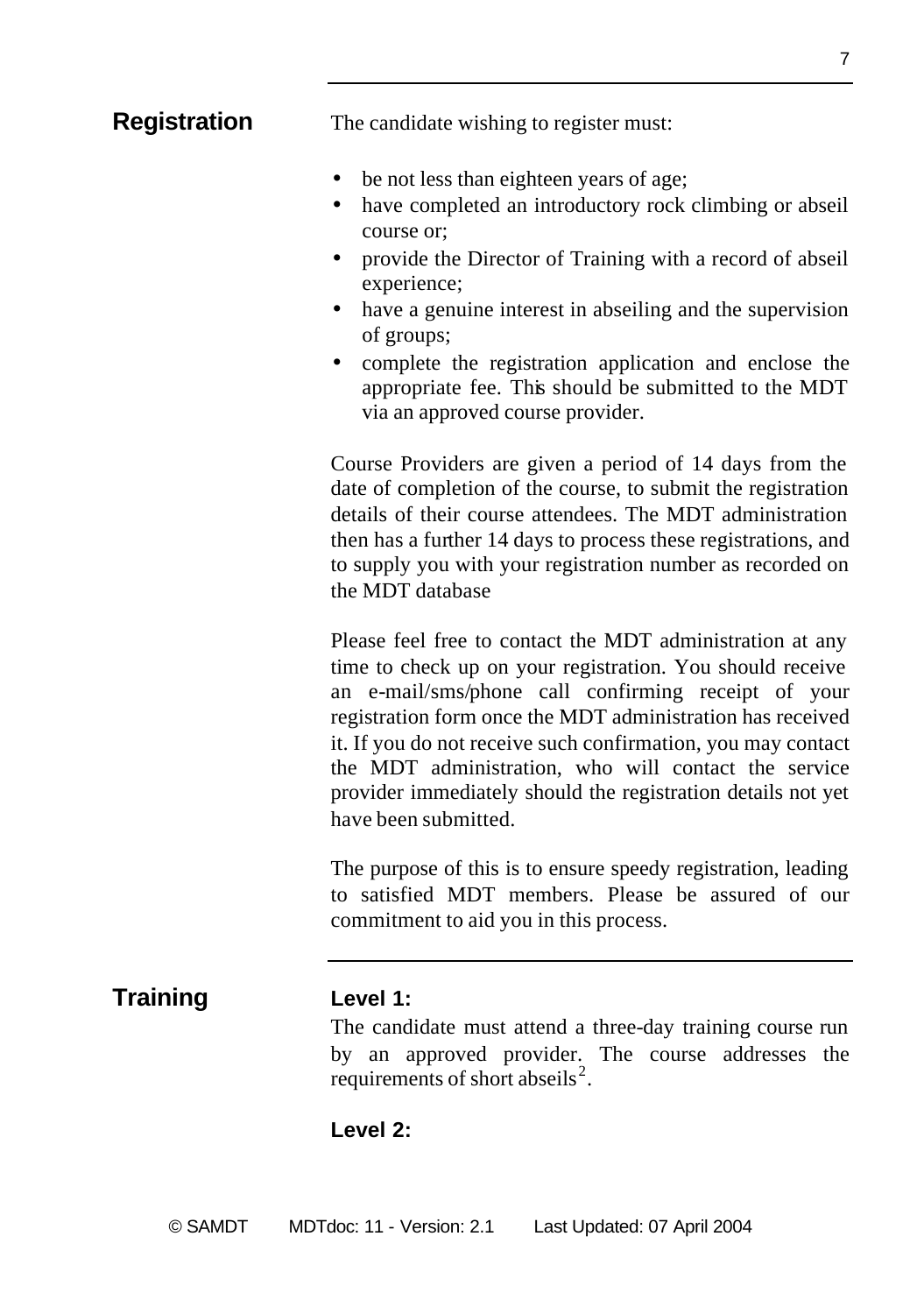## Registration

The candidate wishing to register must:

- be not less than eighteen years of age;
- have completed an introductory rock climbing or abseil course or;
- provide the Director of Training with a record of abseil experience;
- have a genuine interest in abseiling and the supervision of groups;
- complete the registration application and enclose the appropriate fee. This should be submitted to the MDT via an approved course provider.

Course Providers are given a period of 14 days from the date of completion of the course, to submit the registration details of their course attendees. The MDT administration then has a further 14 days to process these registrations, and to supply you with your registration number as recorded on the MDT database

Please feel free to contact the MDT administration at any time to check up on your registration. You should receive an e-mail/sms/phone call confirming receipt of your registration form once the MDT administration has received it. If you do not receive such confirmation, you may contact the MDT administration, who will contact the service provider immediately should the registration details not yet have been submitted.

The purpose of this is to ensure speedy registration, leading to satisfied MDT members. Please be assured of our commitment to aid you in this process.

## Training

**Level 1:**

The candidate must attend a three-day training course run by an approved provider. The course addresses the requirements of short abseils[2].

**Level 2:**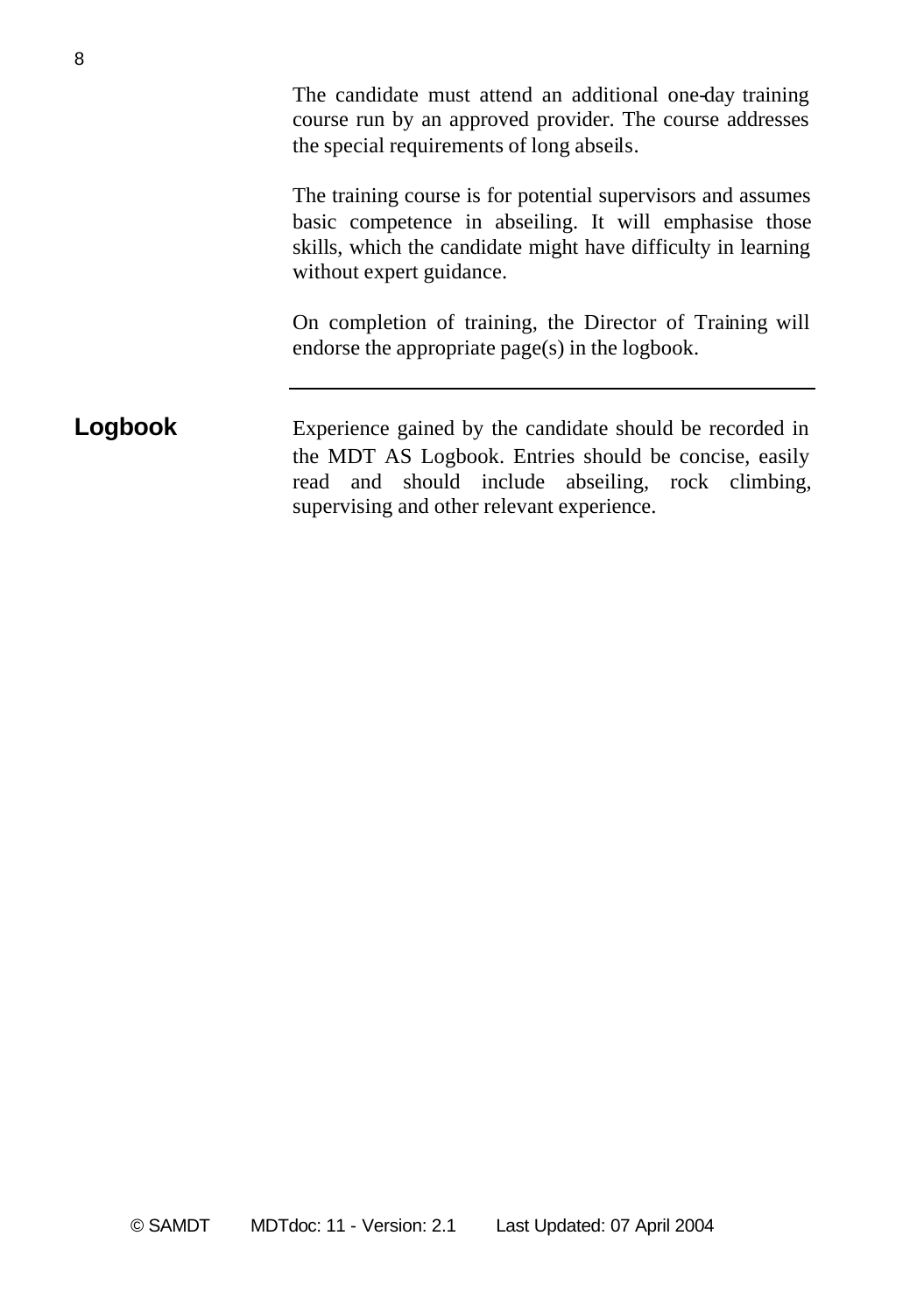The candidate must attend an additional one-day training course run by an approved provider. The course addresses the special requirements of long abseils.

The training course is for potential supervisors and assumes basic competence in abseiling. It will emphasise those skills, which the candidate might have difficulty in learning without expert guidance.

On completion of training, the Director of Training will endorse the appropriate page(s) in the logbook.

---

## Logbook

Experience gained by the candidate should be recorded in the MDT AS Logbook. Entries should be concise, easily read and should include abseiling, rock climbing, supervising and other relevant experience.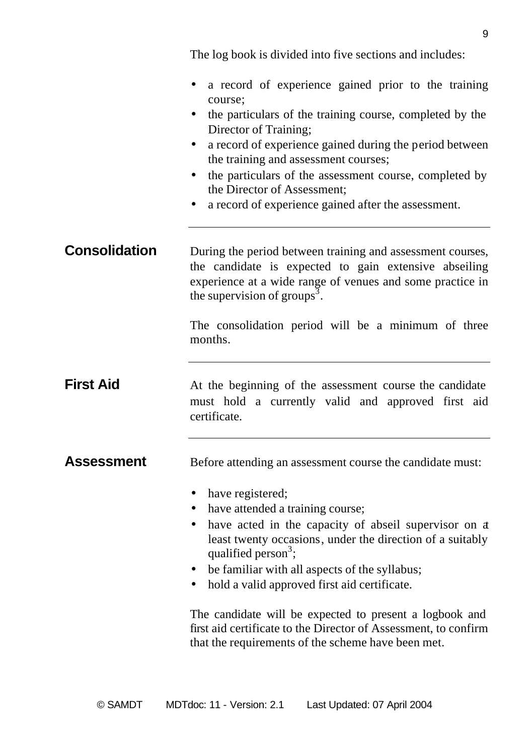The log book is divided into five sections and includes:

- a record of experience gained prior to the training course;
- the particulars of the training course, completed by the Director of Training;
- a record of experience gained during the period between the training and assessment courses;
- the particulars of the assessment course, completed by the Director of Assessment;
- a record of experience gained after the assessment.

---

## Consolidation

During the period between training and assessment courses, the candidate is expected to gain extensive abseiling experience at a wide range of venues and some practice in the supervision of groups[3].

The consolidation period will be a minimum of three months.

---

## First Aid

At the beginning of the assessment course the candidate must hold a currently valid and approved first aid certificate.

---

## Assessment

Before attending an assessment course the candidate must:

- have registered;
- have attended a training course;
- have acted in the capacity of abseil supervisor on at least twenty occasions, under the direction of a suitably qualified person[3];
- be familiar with all aspects of the syllabus;
- hold a valid approved first aid certificate.

The candidate will be expected to present a logbook and first aid certificate to the Director of Assessment, to confirm that the requirements of the scheme have been met.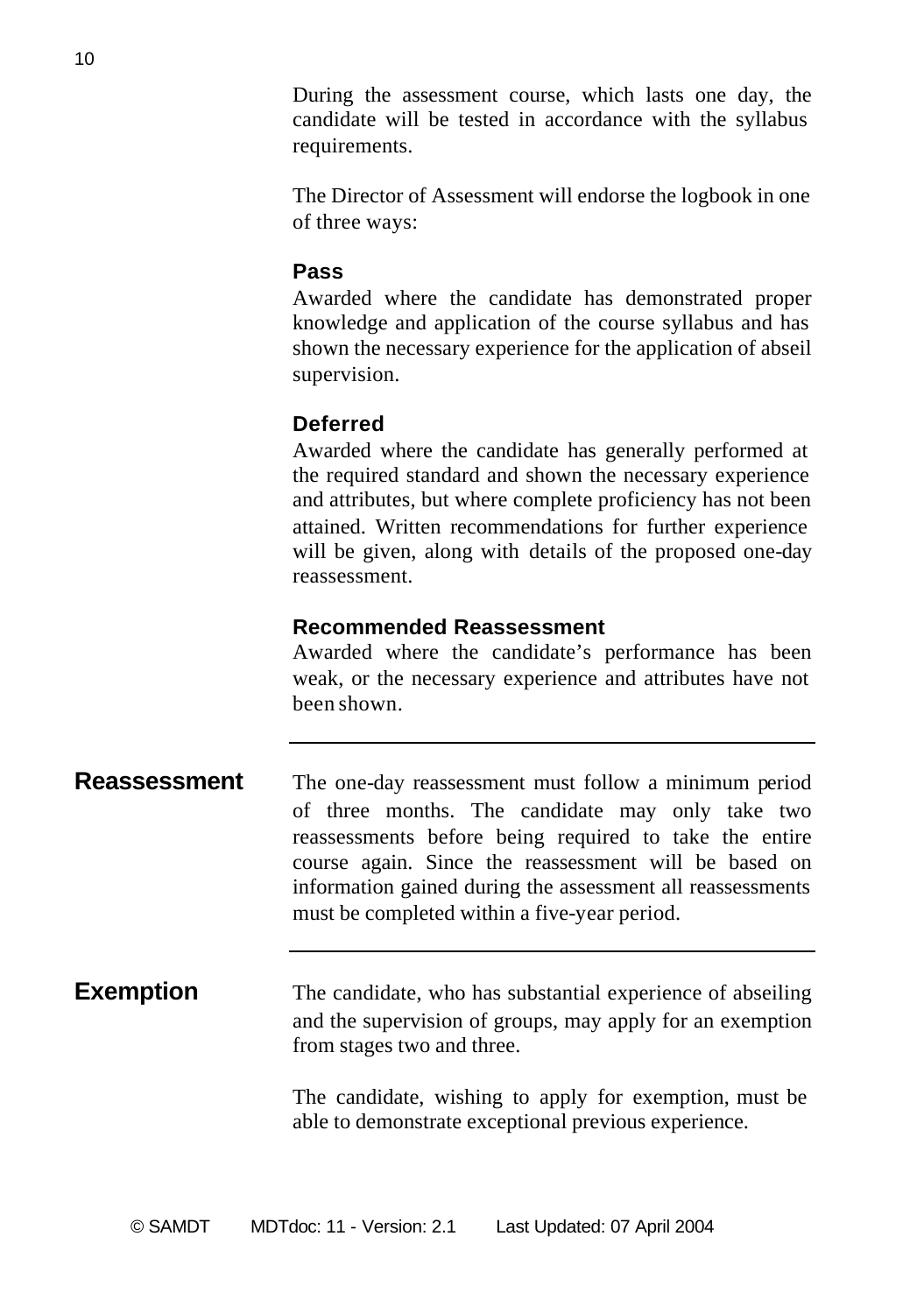During the assessment course, which lasts one day, the candidate will be tested in accordance with the syllabus requirements.

The Director of Assessment will endorse the logbook in one of three ways:

**Pass**

Awarded where the candidate has demonstrated proper knowledge and application of the course syllabus and has shown the necessary experience for the application of abseil supervision.

**Deferred**

Awarded where the candidate has generally performed at the required standard and shown the necessary experience and attributes, but where complete proficiency has not been attained. Written recommendations for further experience will be given, along with details of the proposed one-day reassessment.

**Recommended Reassessment**

Awarded where the candidate's performance has been weak, or the necessary experience and attributes have not been shown.

---

## Reassessment

The one-day reassessment must follow a minimum period of three months. The candidate may only take two reassessments before being required to take the entire course again. Since the reassessment will be based on information gained during the assessment all reassessments must be completed within a five-year period.

---

## Exemption

The candidate, who has substantial experience of abseiling and the supervision of groups, may apply for an exemption from stages two and three.

The candidate, wishing to apply for exemption, must be able to demonstrate exceptional previous experience.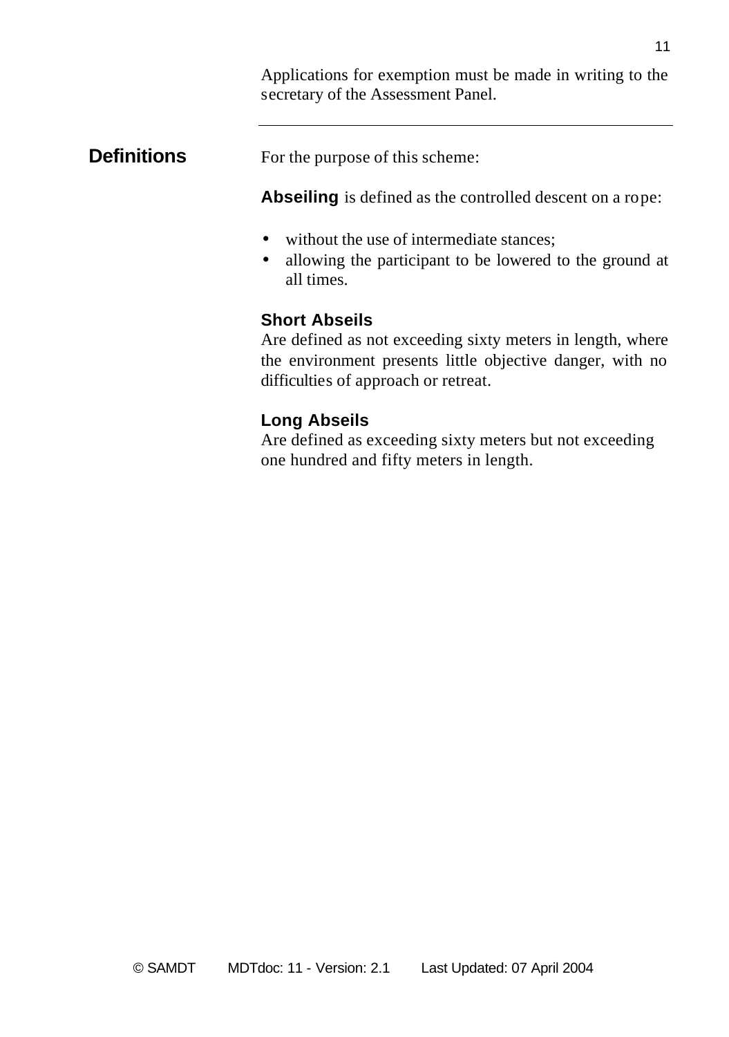Applications for exemption must be made in writing to the secretary of the Assessment Panel.

---

## Definitions

For the purpose of this scheme:

**Abseiling** is defined as the controlled descent on a rope:

- without the use of intermediate stances;
- allowing the participant to be lowered to the ground at all times.

### Short Abseils

Are defined as not exceeding sixty meters in length, where the environment presents little objective danger, with no difficulties of approach or retreat.

### Long Abseils

Are defined as exceeding sixty meters but not exceeding one hundred and fifty meters in length.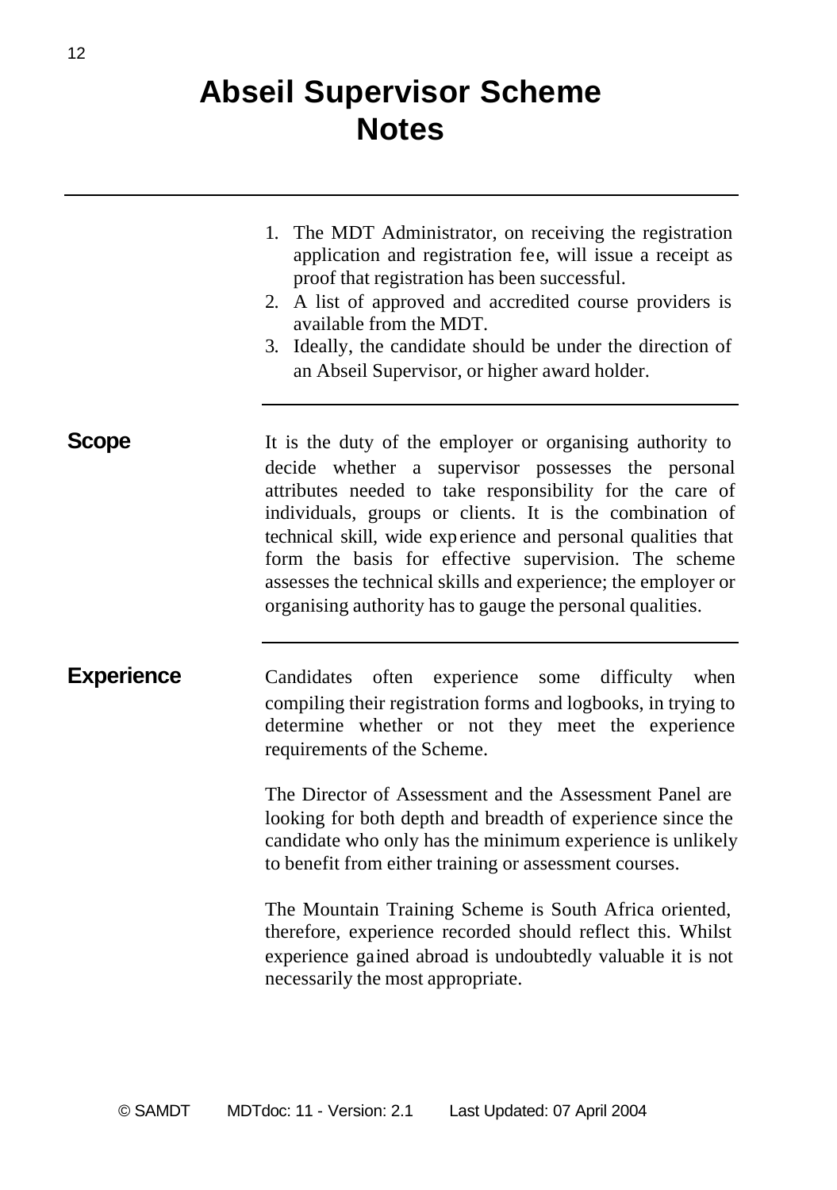# Abseil Supervisor Scheme Notes

1. The MDT Administrator, on receiving the registration application and registration fee, will issue a receipt as proof that registration has been successful.
2. A list of approved and accredited course providers is available from the MDT.
3. Ideally, the candidate should be under the direction of an Abseil Supervisor, or higher award holder.

## Scope

It is the duty of the employer or organising authority to decide whether a supervisor possesses the personal attributes needed to take responsibility for the care of individuals, groups or clients. It is the combination of technical skill, wide experience and personal qualities that form the basis for effective supervision. The scheme assesses the technical skills and experience; the employer or organising authority has to gauge the personal qualities.

## Experience

Candidates often experience some difficulty when compiling their registration forms and logbooks, in trying to determine whether or not they meet the experience requirements of the Scheme.

The Director of Assessment and the Assessment Panel are looking for both depth and breadth of experience since the candidate who only has the minimum experience is unlikely to benefit from either training or assessment courses.

The Mountain Training Scheme is South Africa oriented, therefore, experience recorded should reflect this. Whilst experience gained abroad is undoubtedly valuable it is not necessarily the most appropriate.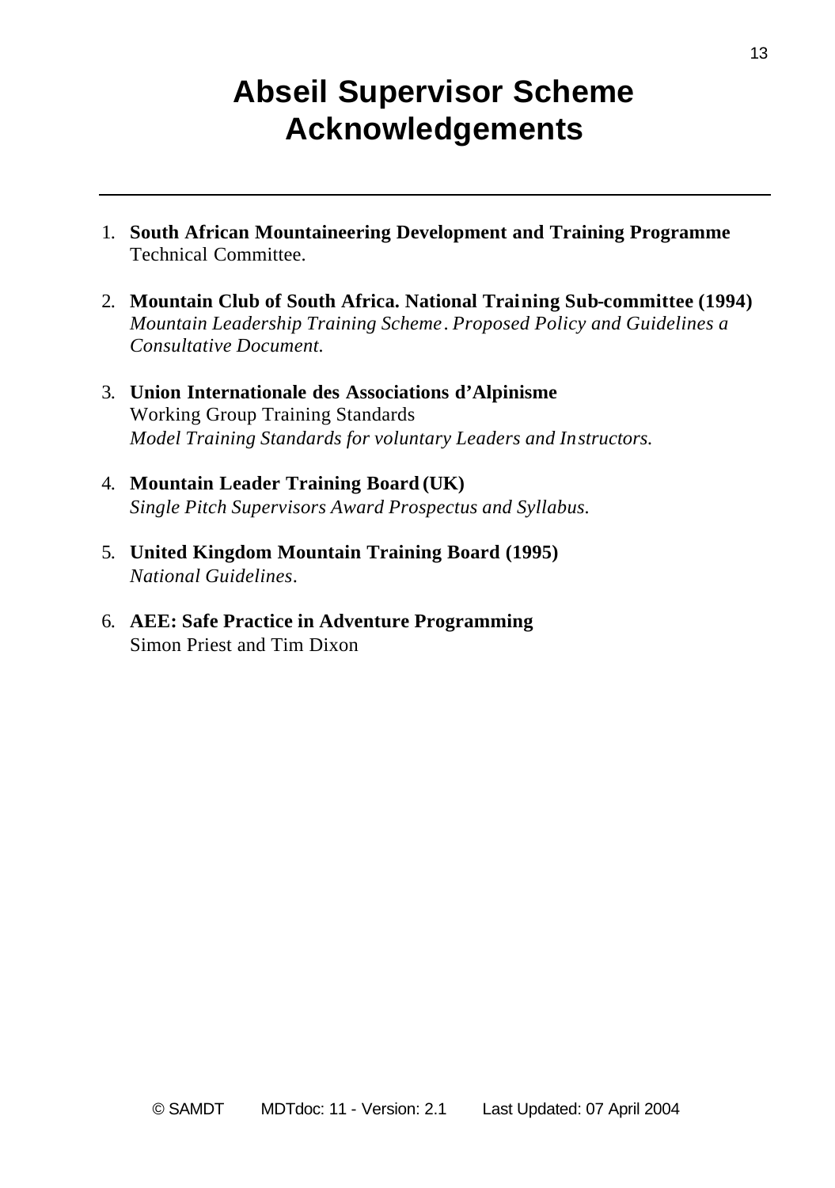# Abseil Supervisor Scheme Acknowledgements

---

1. **South African Mountaineering Development and Training Programme**
   Technical Committee.

2. **Mountain Club of South Africa. National Training Sub-committee (1994)**
   *Mountain Leadership Training Scheme. Proposed Policy and Guidelines a Consultative Document.*

3. **Union Internationale des Associations d'Alpinisme**
   Working Group Training Standards
   *Model Training Standards for voluntary Leaders and Instructors.*

4. **Mountain Leader Training Board (UK)**
   *Single Pitch Supervisors Award Prospectus and Syllabus.*

5. **United Kingdom Mountain Training Board (1995)**
   *National Guidelines.*

6. **AEE: Safe Practice in Adventure Programming**
   Simon Priest and Tim Dixon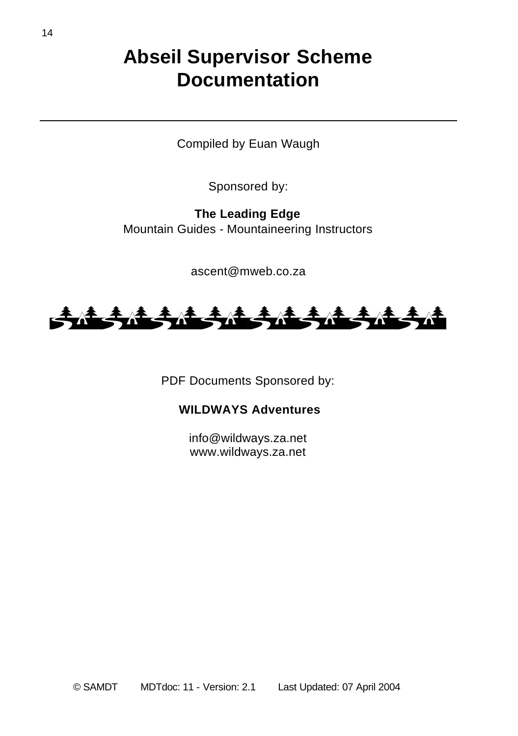# Abseil Supervisor Scheme Documentation

---

Compiled by Euan Waugh

Sponsored by:

**The Leading Edge**
Mountain Guides - Mountaineering Instructors

ascent@mweb.co.za

PDF Documents Sponsored by:

**WILDWAYS Adventures**

info@wildways.za.net
www.wildways.za.net

© SAMDT MDTdoc: 11 - Version: 2.1 Last Updated: 07 April 2004